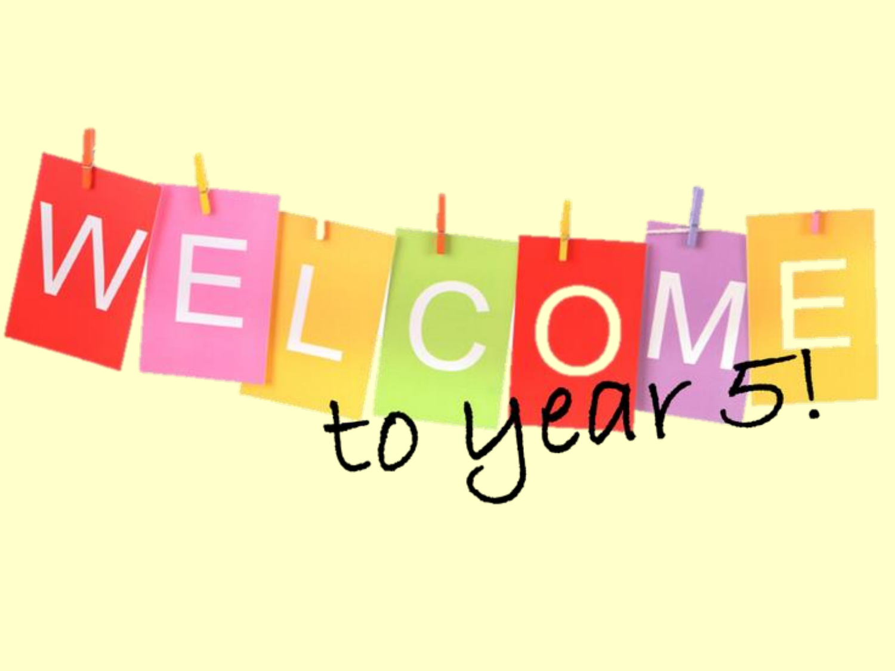# WELCOME

to year 5!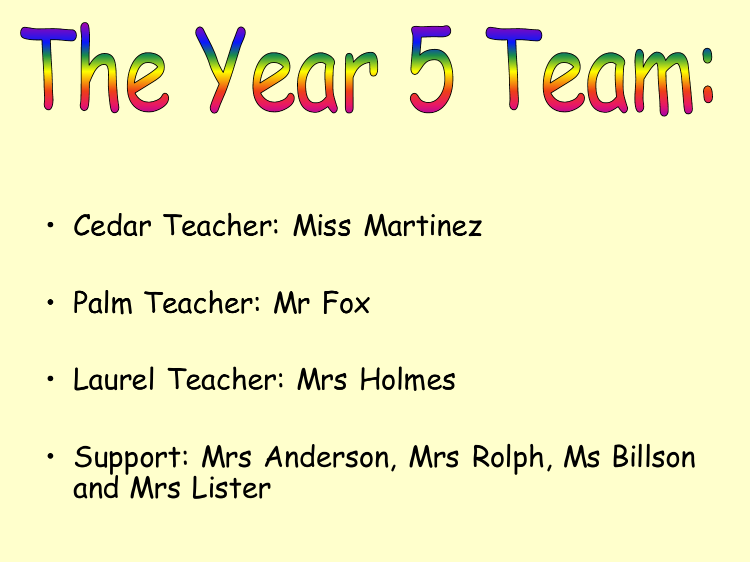# The Year 5 Team:

- Cedar Teacher: Miss Martinez
- Palm Teacher: Mr Fox
- Laurel Teacher: Mrs Holmes
- Support: Mrs Anderson, Mrs Rolph, Ms Billson and Mrs Lister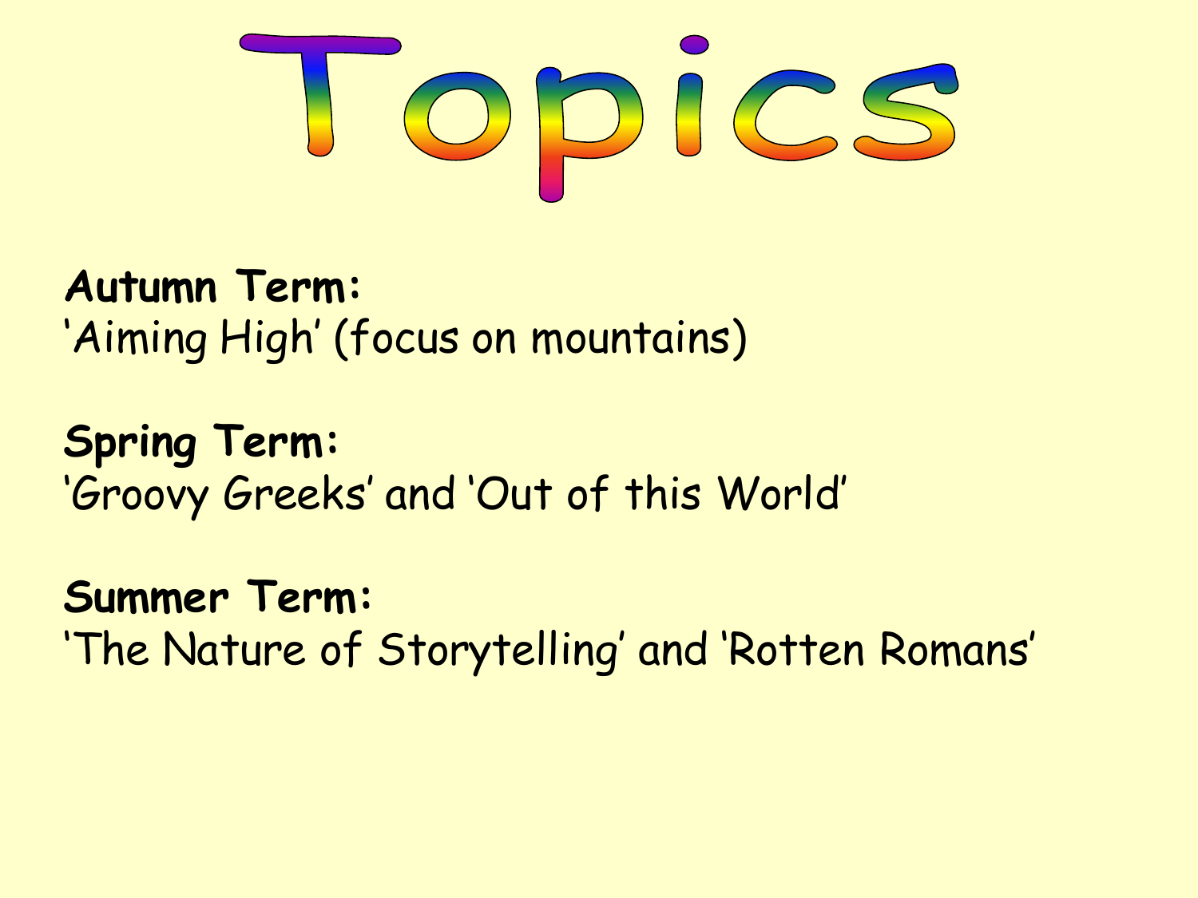# Topics

**Autumn Term:**
'Aiming High' (focus on mountains)

**Spring Term:**
'Groovy Greeks' and 'Out of this World'

**Summer Term:**
'The Nature of Storytelling' and 'Rotten Romans'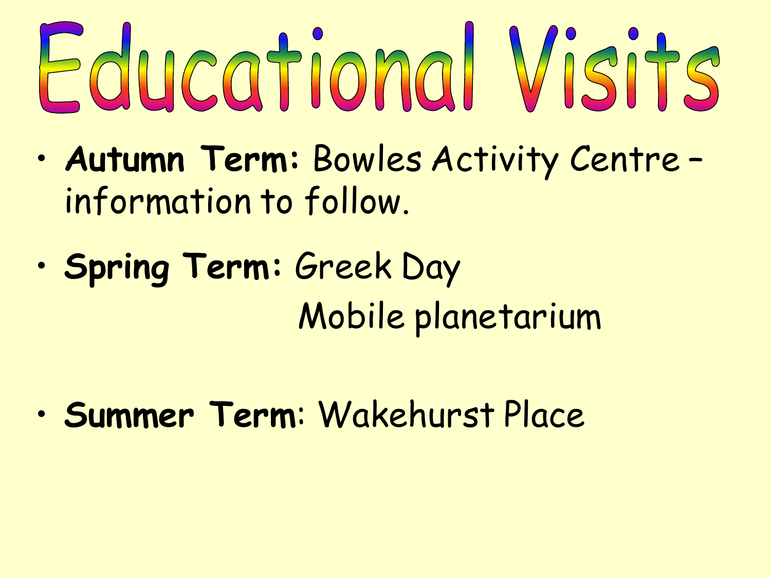# Educational Visits

- **Autumn Term:** Bowles Activity Centre – information to follow.
- **Spring Term:** Greek Day
  Mobile planetarium
- **Summer Term**: Wakehurst Place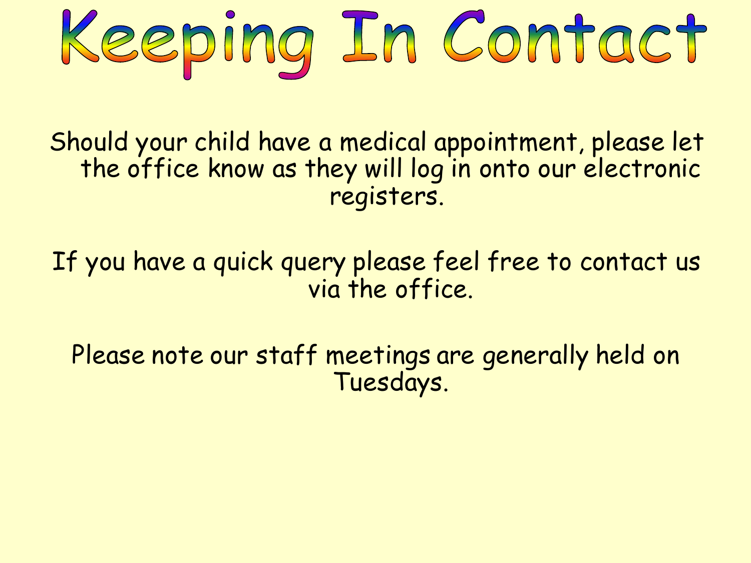# Keeping In Contact

Should your child have a medical appointment, please let the office know as they will log in onto our electronic registers.

If you have a quick query please feel free to contact us via the office.

Please note our staff meetings are generally held on Tuesdays.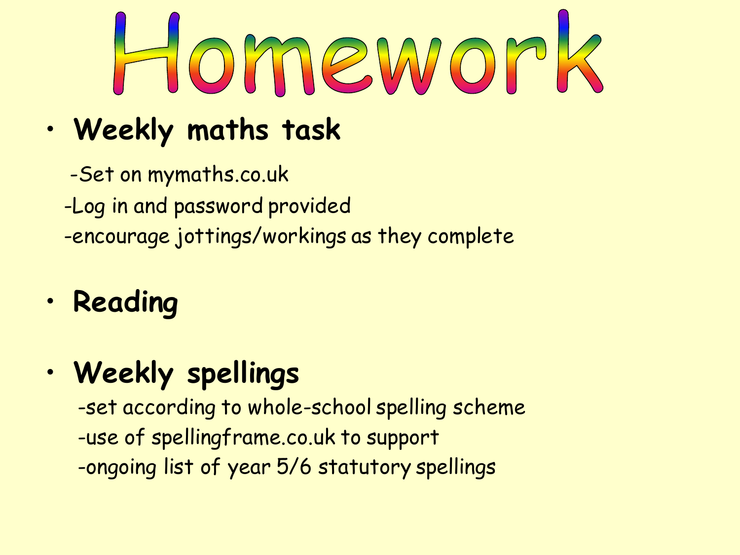# Homework

- **Weekly maths task**
  - -Set on mymaths.co.uk
  - -Log in and password provided
  - -encourage jottings/workings as they complete
- **Reading**
- **Weekly spellings**
  - -set according to whole-school spelling scheme
  - -use of spellingframe.co.uk to support
  - -ongoing list of year 5/6 statutory spellings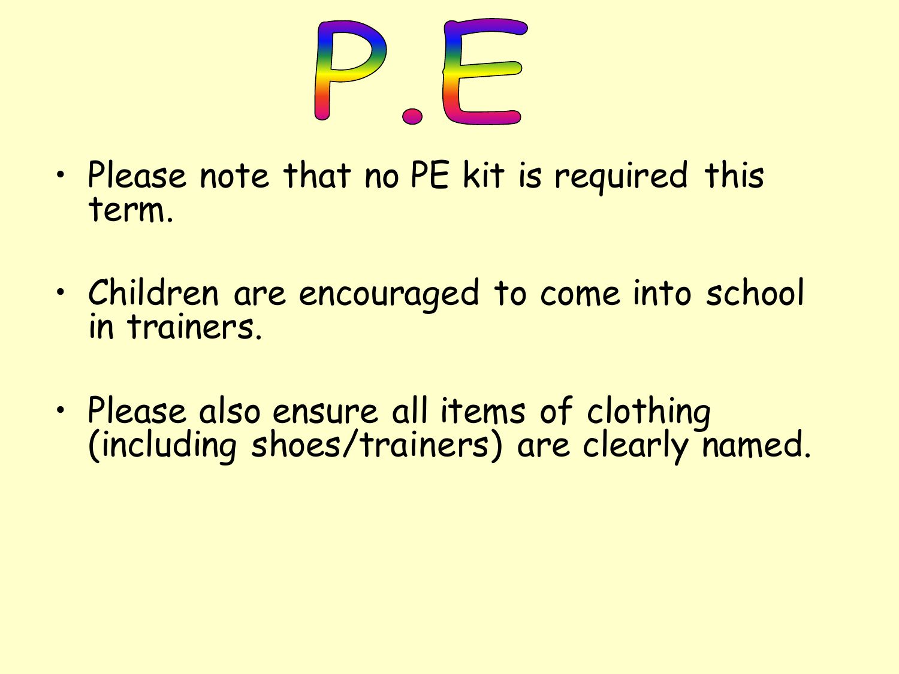# P.E

- Please note that no PE kit is required this term.
- Children are encouraged to come into school in trainers.
- Please also ensure all items of clothing (including shoes/trainers) are clearly named.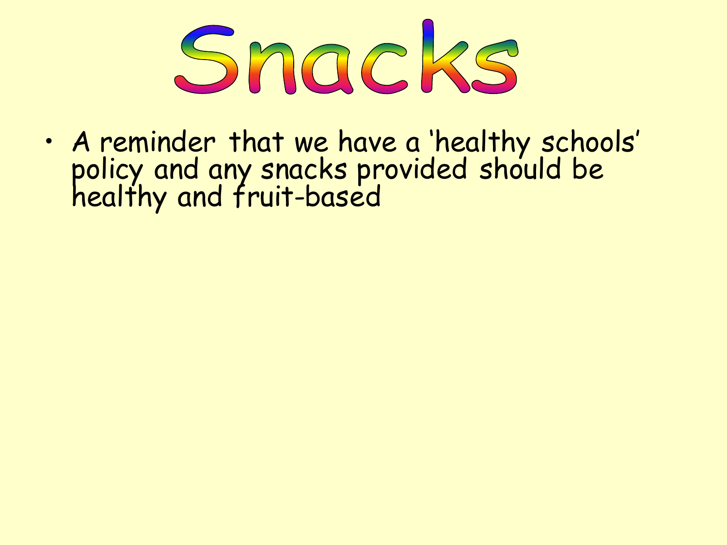# Snacks

- A reminder that we have a 'healthy schools' policy and any snacks provided should be healthy and fruit-based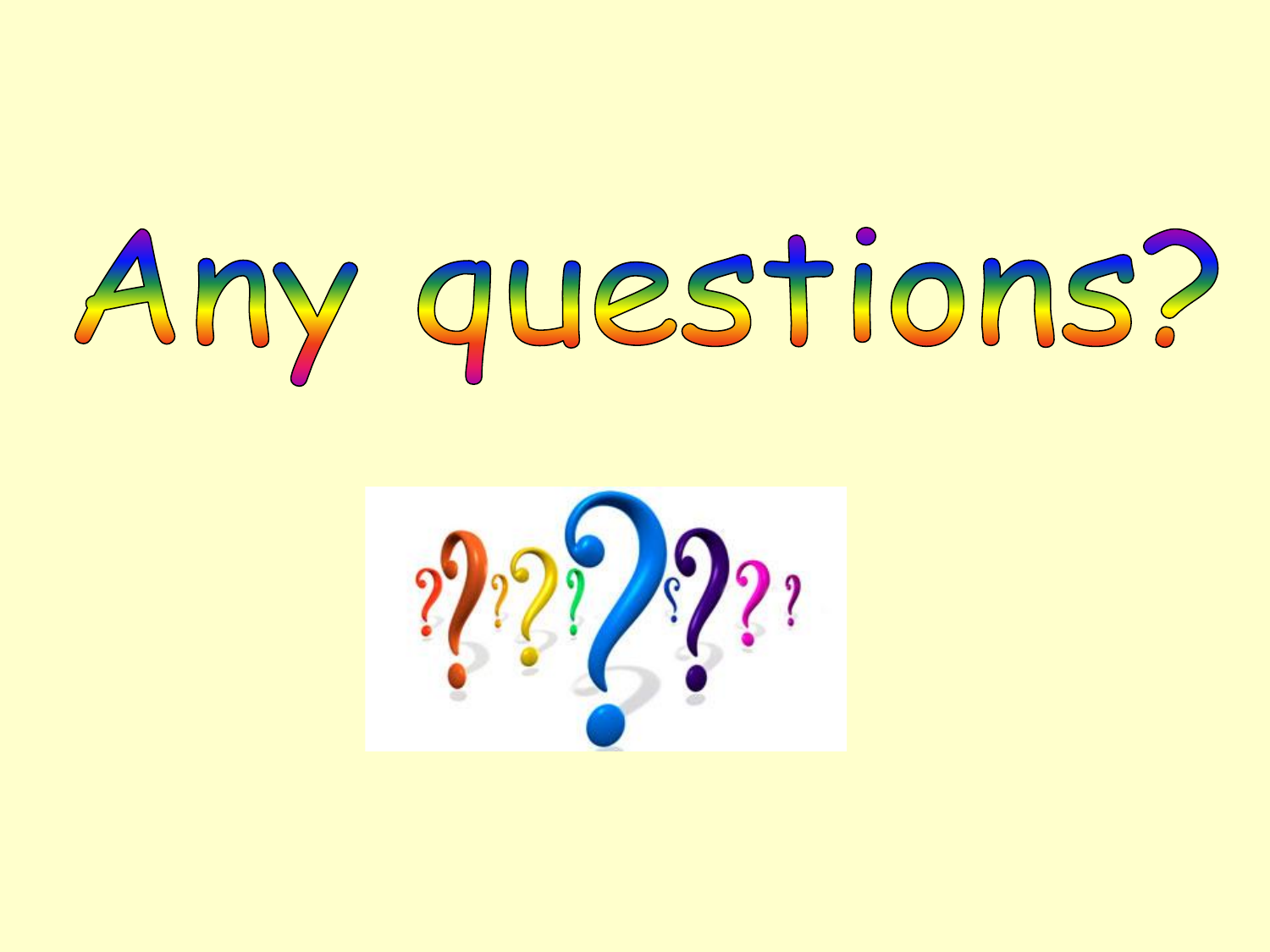# Any questions?